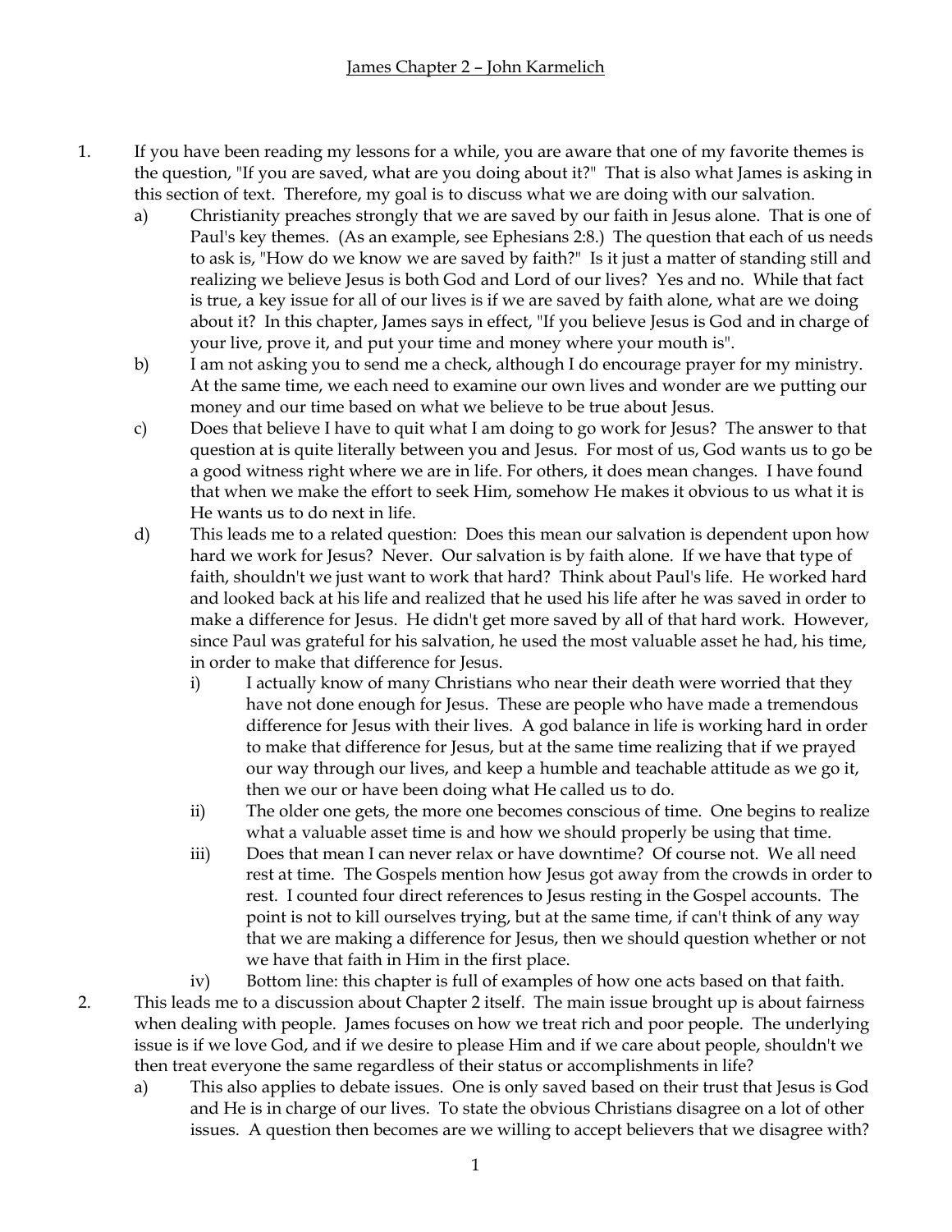James Chapter 2 – John Karmelich

1. If you have been reading my lessons for a while, you are aware that one of my favorite themes is the question, "If you are saved, what are you doing about it?" That is also what James is asking in this section of text. Therefore, my goal is to discuss what we are doing with our salvation.
   a) Christianity preaches strongly that we are saved by our faith in Jesus alone. That is one of Paul's key themes. (As an example, see Ephesians 2:8.) The question that each of us needs to ask is, "How do we know we are saved by faith?" Is it just a matter of standing still and realizing we believe Jesus is both God and Lord of our lives? Yes and no. While that fact is true, a key issue for all of our lives is if we are saved by faith alone, what are we doing about it? In this chapter, James says in effect, "If you believe Jesus is God and in charge of your live, prove it, and put your time and money where your mouth is".
   b) I am not asking you to send me a check, although I do encourage prayer for my ministry. At the same time, we each need to examine our own lives and wonder are we putting our money and our time based on what we believe to be true about Jesus.
   c) Does that believe I have to quit what I am doing to go work for Jesus? The answer to that question at is quite literally between you and Jesus. For most of us, God wants us to go be a good witness right where we are in life. For others, it does mean changes. I have found that when we make the effort to seek Him, somehow He makes it obvious to us what it is He wants us to do next in life.
   d) This leads me to a related question: Does this mean our salvation is dependent upon how hard we work for Jesus? Never. Our salvation is by faith alone. If we have that type of faith, shouldn't we just want to work that hard? Think about Paul's life. He worked hard and looked back at his life and realized that he used his life after he was saved in order to make a difference for Jesus. He didn't get more saved by all of that hard work. However, since Paul was grateful for his salvation, he used the most valuable asset he had, his time, in order to make that difference for Jesus.
      i) I actually know of many Christians who near their death were worried that they have not done enough for Jesus. These are people who have made a tremendous difference for Jesus with their lives. A god balance in life is working hard in order to make that difference for Jesus, but at the same time realizing that if we prayed our way through our lives, and keep a humble and teachable attitude as we go it, then we our or have been doing what He called us to do.
      ii) The older one gets, the more one becomes conscious of time. One begins to realize what a valuable asset time is and how we should properly be using that time.
      iii) Does that mean I can never relax or have downtime? Of course not. We all need rest at time. The Gospels mention how Jesus got away from the crowds in order to rest. I counted four direct references to Jesus resting in the Gospel accounts. The point is not to kill ourselves trying, but at the same time, if can't think of any way that we are making a difference for Jesus, then we should question whether or not we have that faith in Him in the first place.
      iv) Bottom line: this chapter is full of examples of how one acts based on that faith.
2. This leads me to a discussion about Chapter 2 itself. The main issue brought up is about fairness when dealing with people. James focuses on how we treat rich and poor people. The underlying issue is if we love God, and if we desire to please Him and if we care about people, shouldn't we then treat everyone the same regardless of their status or accomplishments in life?
   a) This also applies to debate issues. One is only saved based on their trust that Jesus is God and He is in charge of our lives. To state the obvious Christians disagree on a lot of other issues. A question then becomes are we willing to accept believers that we disagree with?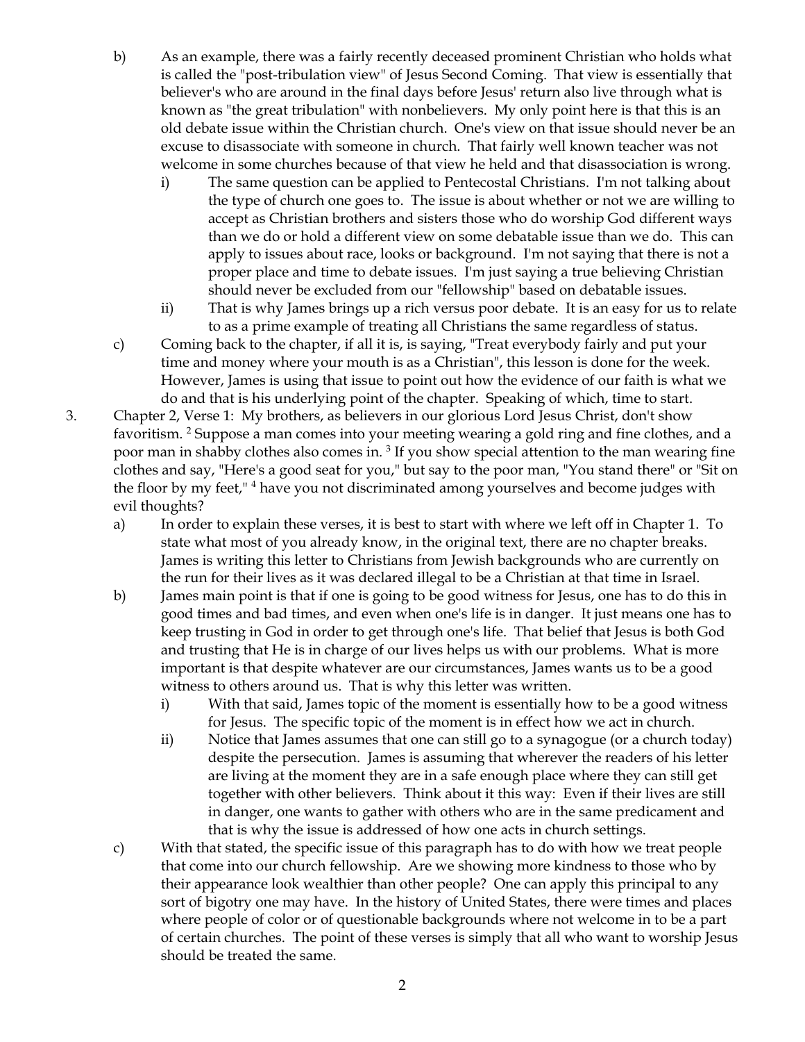b) As an example, there was a fairly recently deceased prominent Christian who holds what is called the "post-tribulation view" of Jesus Second Coming. That view is essentially that believer's who are around in the final days before Jesus' return also live through what is known as "the great tribulation" with nonbelievers. My only point here is that this is an old debate issue within the Christian church. One's view on that issue should never be an excuse to disassociate with someone in church. That fairly well known teacher was not welcome in some churches because of that view he held and that disassociation is wrong.

   i) The same question can be applied to Pentecostal Christians. I'm not talking about the type of church one goes to. The issue is about whether or not we are willing to accept as Christian brothers and sisters those who do worship God different ways than we do or hold a different view on some debatable issue than we do. This can apply to issues about race, looks or background. I'm not saying that there is not a proper place and time to debate issues. I'm just saying a true believing Christian should never be excluded from our "fellowship" based on debatable issues.

   ii) That is why James brings up a rich versus poor debate. It is an easy for us to relate to as a prime example of treating all Christians the same regardless of status.

c) Coming back to the chapter, if all it is, is saying, "Treat everybody fairly and put your time and money where your mouth is as a Christian", this lesson is done for the week. However, James is using that issue to point out how the evidence of our faith is what we do and that is his underlying point of the chapter. Speaking of which, time to start.

3. Chapter 2, Verse 1: My brothers, as believers in our glorious Lord Jesus Christ, don't show favoritism. [2] Suppose a man comes into your meeting wearing a gold ring and fine clothes, and a poor man in shabby clothes also comes in. [3] If you show special attention to the man wearing fine clothes and say, "Here's a good seat for you," but say to the poor man, "You stand there" or "Sit on the floor by my feet," [4] have you not discriminated among yourselves and become judges with evil thoughts?

   a) In order to explain these verses, it is best to start with where we left off in Chapter 1. To state what most of you already know, in the original text, there are no chapter breaks. James is writing this letter to Christians from Jewish backgrounds who are currently on the run for their lives as it was declared illegal to be a Christian at that time in Israel.

   b) James main point is that if one is going to be good witness for Jesus, one has to do this in good times and bad times, and even when one's life is in danger. It just means one has to keep trusting in God in order to get through one's life. That belief that Jesus is both God and trusting that He is in charge of our lives helps us with our problems. What is more important is that despite whatever are our circumstances, James wants us to be a good witness to others around us. That is why this letter was written.

      i) With that said, James topic of the moment is essentially how to be a good witness for Jesus. The specific topic of the moment is in effect how we act in church.

      ii) Notice that James assumes that one can still go to a synagogue (or a church today) despite the persecution. James is assuming that wherever the readers of his letter are living at the moment they are in a safe enough place where they can still get together with other believers. Think about it this way: Even if their lives are still in danger, one wants to gather with others who are in the same predicament and that is why the issue is addressed of how one acts in church settings.

   c) With that stated, the specific issue of this paragraph has to do with how we treat people that come into our church fellowship. Are we showing more kindness to those who by their appearance look wealthier than other people? One can apply this principal to any sort of bigotry one may have. In the history of United States, there were times and places where people of color or of questionable backgrounds where not welcome in to be a part of certain churches. The point of these verses is simply that all who want to worship Jesus should be treated the same.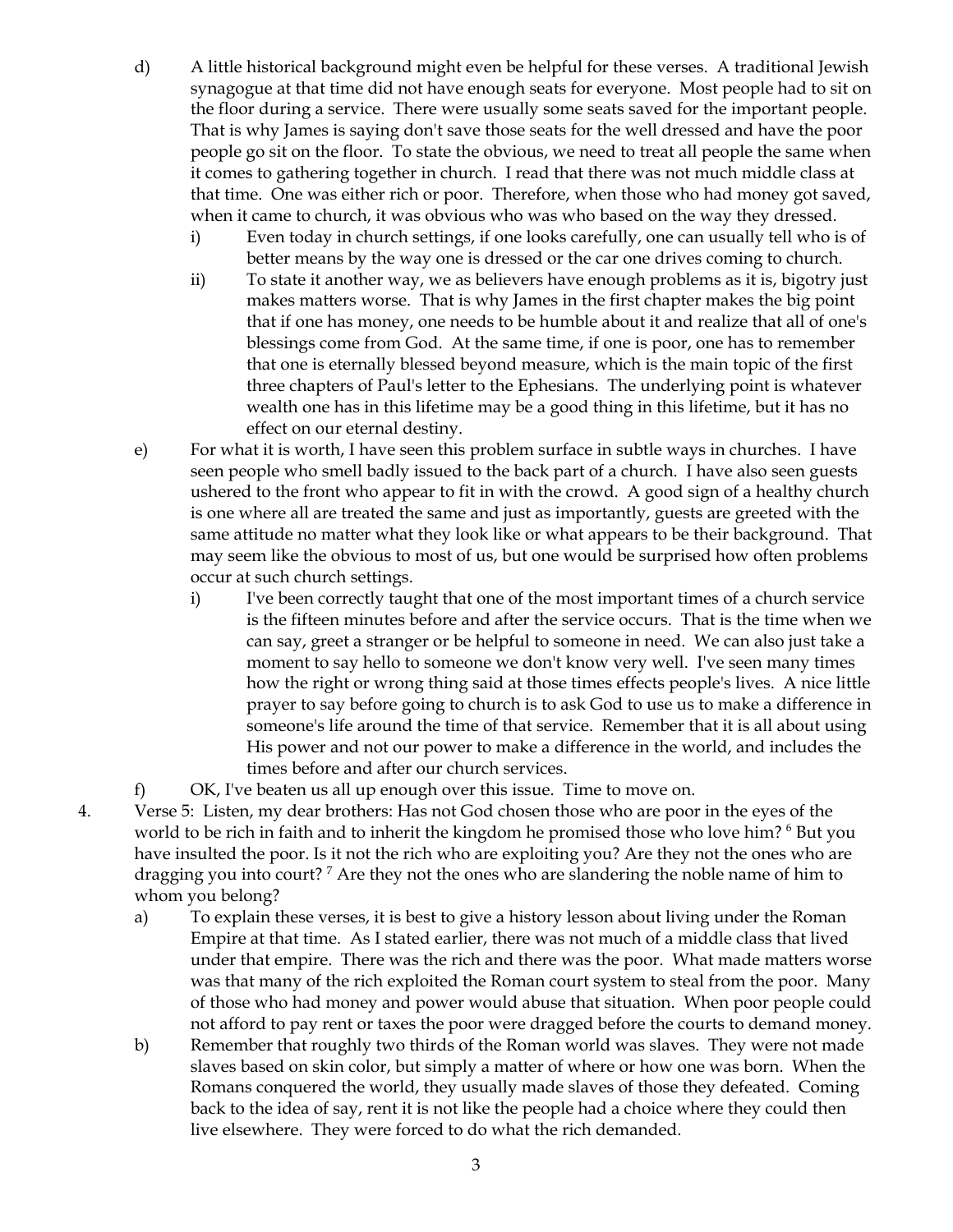d) A little historical background might even be helpful for these verses. A traditional Jewish synagogue at that time did not have enough seats for everyone. Most people had to sit on the floor during a service. There were usually some seats saved for the important people. That is why James is saying don't save those seats for the well dressed and have the poor people go sit on the floor. To state the obvious, we need to treat all people the same when it comes to gathering together in church. I read that there was not much middle class at that time. One was either rich or poor. Therefore, when those who had money got saved, when it came to church, it was obvious who was who based on the way they dressed.

   i) Even today in church settings, if one looks carefully, one can usually tell who is of better means by the way one is dressed or the car one drives coming to church.

   ii) To state it another way, we as believers have enough problems as it is, bigotry just makes matters worse. That is why James in the first chapter makes the big point that if one has money, one needs to be humble about it and realize that all of one's blessings come from God. At the same time, if one is poor, one has to remember that one is eternally blessed beyond measure, which is the main topic of the first three chapters of Paul's letter to the Ephesians. The underlying point is whatever wealth one has in this lifetime may be a good thing in this lifetime, but it has no effect on our eternal destiny.

e) For what it is worth, I have seen this problem surface in subtle ways in churches. I have seen people who smell badly issued to the back part of a church. I have also seen guests ushered to the front who appear to fit in with the crowd. A good sign of a healthy church is one where all are treated the same and just as importantly, guests are greeted with the same attitude no matter what they look like or what appears to be their background. That may seem like the obvious to most of us, but one would be surprised how often problems occur at such church settings.

   i) I've been correctly taught that one of the most important times of a church service is the fifteen minutes before and after the service occurs. That is the time when we can say, greet a stranger or be helpful to someone in need. We can also just take a moment to say hello to someone we don't know very well. I've seen many times how the right or wrong thing said at those times effects people's lives. A nice little prayer to say before going to church is to ask God to use us to make a difference in someone's life around the time of that service. Remember that it is all about using His power and not our power to make a difference in the world, and includes the times before and after our church services.

f) OK, I've beaten us all up enough over this issue. Time to move on.

4. Verse 5: Listen, my dear brothers: Has not God chosen those who are poor in the eyes of the world to be rich in faith and to inherit the kingdom he promised those who love him? [6] But you have insulted the poor. Is it not the rich who are exploiting you? Are they not the ones who are dragging you into court? [7] Are they not the ones who are slandering the noble name of him to whom you belong?

   a) To explain these verses, it is best to give a history lesson about living under the Roman Empire at that time. As I stated earlier, there was not much of a middle class that lived under that empire. There was the rich and there was the poor. What made matters worse was that many of the rich exploited the Roman court system to steal from the poor. Many of those who had money and power would abuse that situation. When poor people could not afford to pay rent or taxes the poor were dragged before the courts to demand money.

   b) Remember that roughly two thirds of the Roman world was slaves. They were not made slaves based on skin color, but simply a matter of where or how one was born. When the Romans conquered the world, they usually made slaves of those they defeated. Coming back to the idea of say, rent it is not like the people had a choice where they could then live elsewhere. They were forced to do what the rich demanded.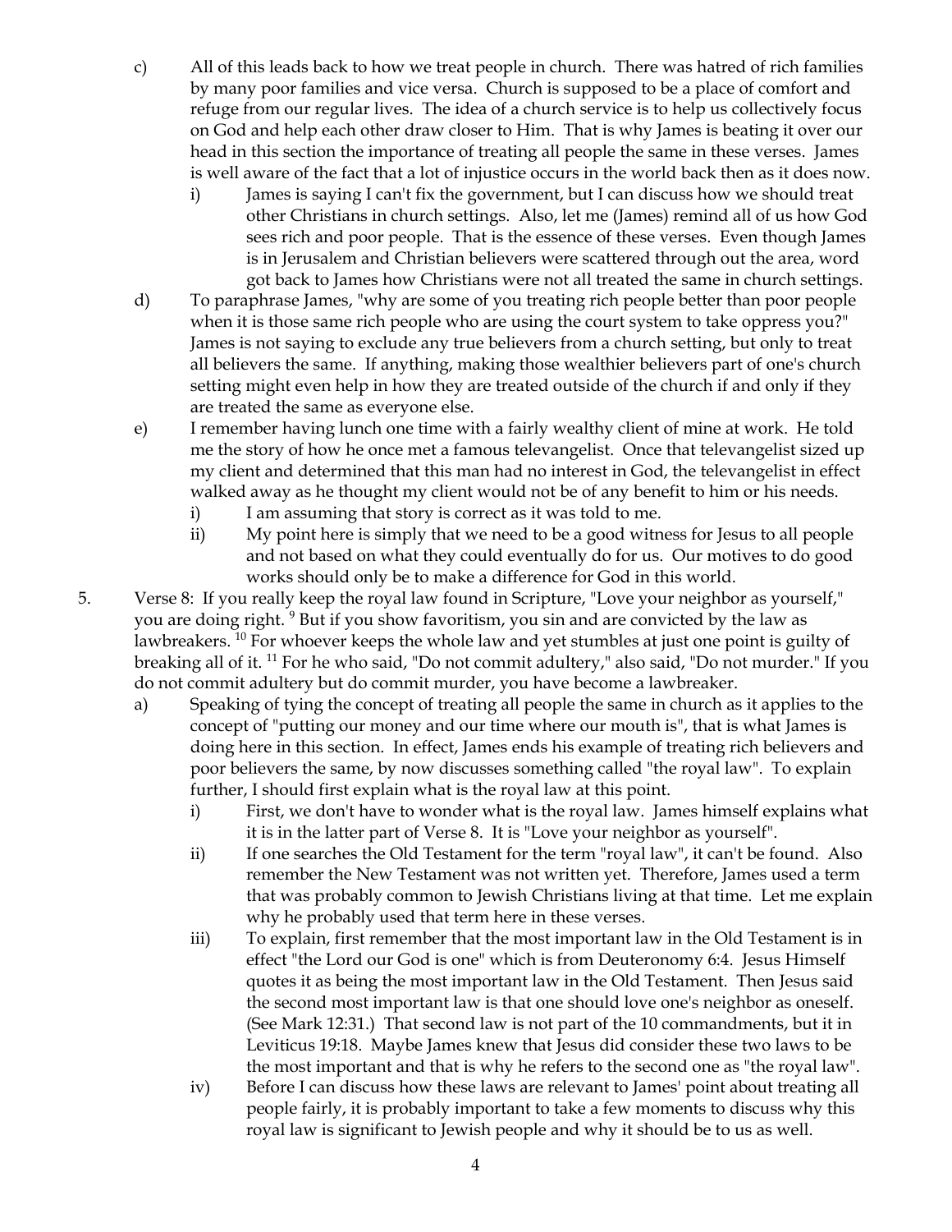c) All of this leads back to how we treat people in church. There was hatred of rich families by many poor families and vice versa. Church is supposed to be a place of comfort and refuge from our regular lives. The idea of a church service is to help us collectively focus on God and help each other draw closer to Him. That is why James is beating it over our head in this section the importance of treating all people the same in these verses. James is well aware of the fact that a lot of injustice occurs in the world back then as it does now.

   i) James is saying I can't fix the government, but I can discuss how we should treat other Christians in church settings. Also, let me (James) remind all of us how God sees rich and poor people. That is the essence of these verses. Even though James is in Jerusalem and Christian believers were scattered through out the area, word got back to James how Christians were not all treated the same in church settings.

d) To paraphrase James, "why are some of you treating rich people better than poor people when it is those same rich people who are using the court system to take oppress you?" James is not saying to exclude any true believers from a church setting, but only to treat all believers the same. If anything, making those wealthier believers part of one's church setting might even help in how they are treated outside of the church if and only if they are treated the same as everyone else.

e) I remember having lunch one time with a fairly wealthy client of mine at work. He told me the story of how he once met a famous televangelist. Once that televangelist sized up my client and determined that this man had no interest in God, the televangelist in effect walked away as he thought my client would not be of any benefit to him or his needs.

   i) I am assuming that story is correct as it was told to me.

   ii) My point here is simply that we need to be a good witness for Jesus to all people and not based on what they could eventually do for us. Our motives to do good works should only be to make a difference for God in this world.

5. Verse 8: If you really keep the royal law found in Scripture, "Love your neighbor as yourself," you are doing right. [9] But if you show favoritism, you sin and are convicted by the law as lawbreakers. [10] For whoever keeps the whole law and yet stumbles at just one point is guilty of breaking all of it. [11] For he who said, "Do not commit adultery," also said, "Do not murder." If you do not commit adultery but do commit murder, you have become a lawbreaker.

   a) Speaking of tying the concept of treating all people the same in church as it applies to the concept of "putting our money and our time where our mouth is", that is what James is doing here in this section. In effect, James ends his example of treating rich believers and poor believers the same, by now discusses something called "the royal law". To explain further, I should first explain what is the royal law at this point.

      i) First, we don't have to wonder what is the royal law. James himself explains what it is in the latter part of Verse 8. It is "Love your neighbor as yourself".

      ii) If one searches the Old Testament for the term "royal law", it can't be found. Also remember the New Testament was not written yet. Therefore, James used a term that was probably common to Jewish Christians living at that time. Let me explain why he probably used that term here in these verses.

      iii) To explain, first remember that the most important law in the Old Testament is in effect "the Lord our God is one" which is from Deuteronomy 6:4. Jesus Himself quotes it as being the most important law in the Old Testament. Then Jesus said the second most important law is that one should love one's neighbor as oneself. (See Mark 12:31.) That second law is not part of the 10 commandments, but it in Leviticus 19:18. Maybe James knew that Jesus did consider these two laws to be the most important and that is why he refers to the second one as "the royal law".

      iv) Before I can discuss how these laws are relevant to James' point about treating all people fairly, it is probably important to take a few moments to discuss why this royal law is significant to Jewish people and why it should be to us as well.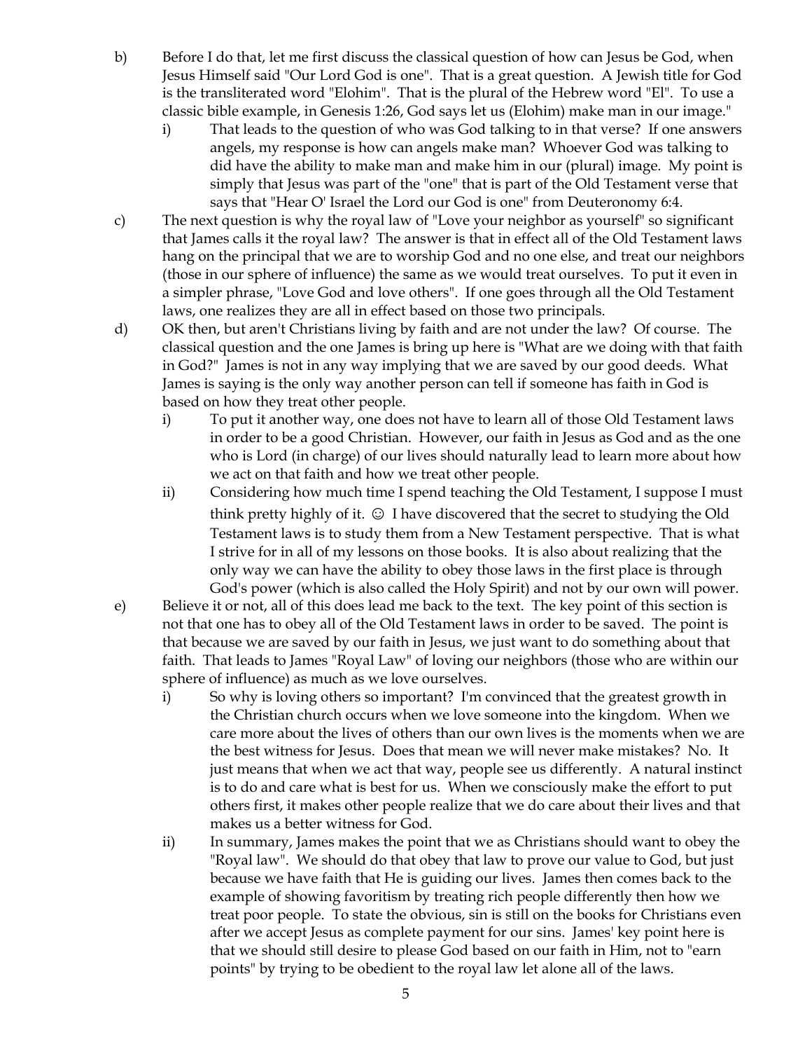b) Before I do that, let me first discuss the classical question of how can Jesus be God, when Jesus Himself said "Our Lord God is one". That is a great question. A Jewish title for God is the transliterated word "Elohim". That is the plural of the Hebrew word "El". To use a classic bible example, in Genesis 1:26, God says let us (Elohim) make man in our image."

   i) That leads to the question of who was God talking to in that verse? If one answers angels, my response is how can angels make man? Whoever God was talking to did have the ability to make man and make him in our (plural) image. My point is simply that Jesus was part of the "one" that is part of the Old Testament verse that says that "Hear O' Israel the Lord our God is one" from Deuteronomy 6:4.

c) The next question is why the royal law of "Love your neighbor as yourself" so significant that James calls it the royal law? The answer is that in effect all of the Old Testament laws hang on the principal that we are to worship God and no one else, and treat our neighbors (those in our sphere of influence) the same as we would treat ourselves. To put it even in a simpler phrase, "Love God and love others". If one goes through all the Old Testament laws, one realizes they are all in effect based on those two principals.

d) OK then, but aren't Christians living by faith and are not under the law? Of course. The classical question and the one James is bring up here is "What are we doing with that faith in God?" James is not in any way implying that we are saved by our good deeds. What James is saying is the only way another person can tell if someone has faith in God is based on how they treat other people.

   i) To put it another way, one does not have to learn all of those Old Testament laws in order to be a good Christian. However, our faith in Jesus as God and as the one who is Lord (in charge) of our lives should naturally lead to learn more about how we act on that faith and how we treat other people.

   ii) Considering how much time I spend teaching the Old Testament, I suppose I must think pretty highly of it. ☺ I have discovered that the secret to studying the Old Testament laws is to study them from a New Testament perspective. That is what I strive for in all of my lessons on those books. It is also about realizing that the only way we can have the ability to obey those laws in the first place is through God's power (which is also called the Holy Spirit) and not by our own will power.

e) Believe it or not, all of this does lead me back to the text. The key point of this section is not that one has to obey all of the Old Testament laws in order to be saved. The point is that because we are saved by our faith in Jesus, we just want to do something about that faith. That leads to James "Royal Law" of loving our neighbors (those who are within our sphere of influence) as much as we love ourselves.

   i) So why is loving others so important? I'm convinced that the greatest growth in the Christian church occurs when we love someone into the kingdom. When we care more about the lives of others than our own lives is the moments when we are the best witness for Jesus. Does that mean we will never make mistakes? No. It just means that when we act that way, people see us differently. A natural instinct is to do and care what is best for us. When we consciously make the effort to put others first, it makes other people realize that we do care about their lives and that makes us a better witness for God.

   ii) In summary, James makes the point that we as Christians should want to obey the "Royal law". We should do that obey that law to prove our value to God, but just because we have faith that He is guiding our lives. James then comes back to the example of showing favoritism by treating rich people differently then how we treat poor people. To state the obvious, sin is still on the books for Christians even after we accept Jesus as complete payment for our sins. James' key point here is that we should still desire to please God based on our faith in Him, not to "earn points" by trying to be obedient to the royal law let alone all of the laws.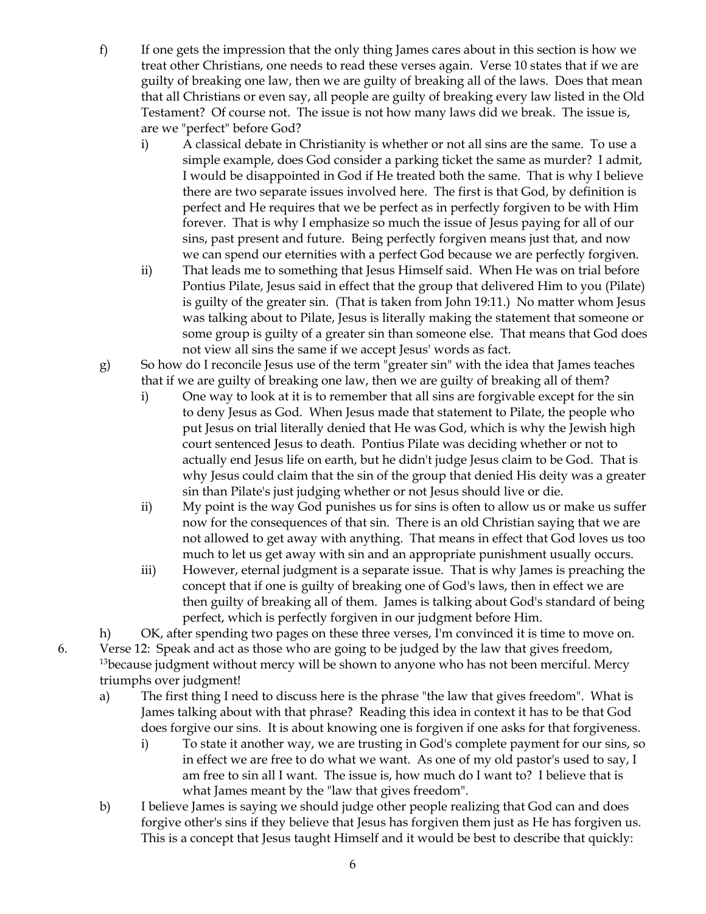f) If one gets the impression that the only thing James cares about in this section is how we treat other Christians, one needs to read these verses again. Verse 10 states that if we are guilty of breaking one law, then we are guilty of breaking all of the laws. Does that mean that all Christians or even say, all people are guilty of breaking every law listed in the Old Testament? Of course not. The issue is not how many laws did we break. The issue is, are we "perfect" before God?

   i) A classical debate in Christianity is whether or not all sins are the same. To use a simple example, does God consider a parking ticket the same as murder? I admit, I would be disappointed in God if He treated both the same. That is why I believe there are two separate issues involved here. The first is that God, by definition is perfect and He requires that we be perfect as in perfectly forgiven to be with Him forever. That is why I emphasize so much the issue of Jesus paying for all of our sins, past present and future. Being perfectly forgiven means just that, and now we can spend our eternities with a perfect God because we are perfectly forgiven.

   ii) That leads me to something that Jesus Himself said. When He was on trial before Pontius Pilate, Jesus said in effect that the group that delivered Him to you (Pilate) is guilty of the greater sin. (That is taken from John 19:11.) No matter whom Jesus was talking about to Pilate, Jesus is literally making the statement that someone or some group is guilty of a greater sin than someone else. That means that God does not view all sins the same if we accept Jesus' words as fact.

g) So how do I reconcile Jesus use of the term "greater sin" with the idea that James teaches that if we are guilty of breaking one law, then we are guilty of breaking all of them?

   i) One way to look at it is to remember that all sins are forgivable except for the sin to deny Jesus as God. When Jesus made that statement to Pilate, the people who put Jesus on trial literally denied that He was God, which is why the Jewish high court sentenced Jesus to death. Pontius Pilate was deciding whether or not to actually end Jesus life on earth, but he didn't judge Jesus claim to be God. That is why Jesus could claim that the sin of the group that denied His deity was a greater sin than Pilate's just judging whether or not Jesus should live or die.

   ii) My point is the way God punishes us for sins is often to allow us or make us suffer now for the consequences of that sin. There is an old Christian saying that we are not allowed to get away with anything. That means in effect that God loves us too much to let us get away with sin and an appropriate punishment usually occurs.

   iii) However, eternal judgment is a separate issue. That is why James is preaching the concept that if one is guilty of breaking one of God's laws, then in effect we are then guilty of breaking all of them. James is talking about God's standard of being perfect, which is perfectly forgiven in our judgment before Him.

h) OK, after spending two pages on these three verses, I'm convinced it is time to move on.

6. Verse 12: Speak and act as those who are going to be judged by the law that gives freedom, [13]because judgment without mercy will be shown to anyone who has not been merciful. Mercy triumphs over judgment!

   a) The first thing I need to discuss here is the phrase "the law that gives freedom". What is James talking about with that phrase? Reading this idea in context it has to be that God does forgive our sins. It is about knowing one is forgiven if one asks for that forgiveness.

      i) To state it another way, we are trusting in God's complete payment for our sins, so in effect we are free to do what we want. As one of my old pastor's used to say, I am free to sin all I want. The issue is, how much do I want to? I believe that is what James meant by the "law that gives freedom".

   b) I believe James is saying we should judge other people realizing that God can and does forgive other's sins if they believe that Jesus has forgiven them just as He has forgiven us. This is a concept that Jesus taught Himself and it would be best to describe that quickly: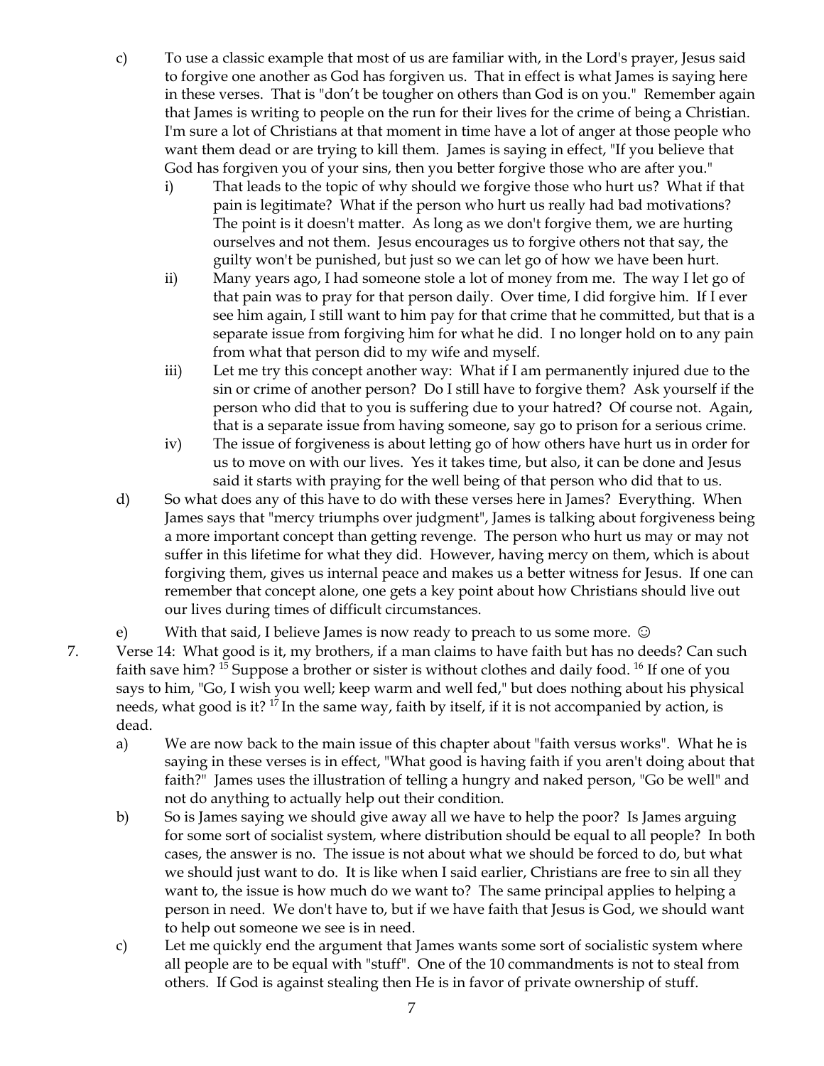c) To use a classic example that most of us are familiar with, in the Lord's prayer, Jesus said to forgive one another as God has forgiven us. That in effect is what James is saying here in these verses. That is "don't be tougher on others than God is on you." Remember again that James is writing to people on the run for their lives for the crime of being a Christian. I'm sure a lot of Christians at that moment in time have a lot of anger at those people who want them dead or are trying to kill them. James is saying in effect, "If you believe that God has forgiven you of your sins, then you better forgive those who are after you."

   i) That leads to the topic of why should we forgive those who hurt us? What if that pain is legitimate? What if the person who hurt us really had bad motivations? The point is it doesn't matter. As long as we don't forgive them, we are hurting ourselves and not them. Jesus encourages us to forgive others not that say, the guilty won't be punished, but just so we can let go of how we have been hurt.

   ii) Many years ago, I had someone stole a lot of money from me. The way I let go of that pain was to pray for that person daily. Over time, I did forgive him. If I ever see him again, I still want to him pay for that crime that he committed, but that is a separate issue from forgiving him for what he did. I no longer hold on to any pain from what that person did to my wife and myself.

   iii) Let me try this concept another way: What if I am permanently injured due to the sin or crime of another person? Do I still have to forgive them? Ask yourself if the person who did that to you is suffering due to your hatred? Of course not. Again, that is a separate issue from having someone, say go to prison for a serious crime.

   iv) The issue of forgiveness is about letting go of how others have hurt us in order for us to move on with our lives. Yes it takes time, but also, it can be done and Jesus said it starts with praying for the well being of that person who did that to us.

d) So what does any of this have to do with these verses here in James? Everything. When James says that "mercy triumphs over judgment", James is talking about forgiveness being a more important concept than getting revenge. The person who hurt us may or may not suffer in this lifetime for what they did. However, having mercy on them, which is about forgiving them, gives us internal peace and makes us a better witness for Jesus. If one can remember that concept alone, one gets a key point about how Christians should live out our lives during times of difficult circumstances.

e) With that said, I believe James is now ready to preach to us some more. ☺

7. Verse 14: What good is it, my brothers, if a man claims to have faith but has no deeds? Can such faith save him? [15] Suppose a brother or sister is without clothes and daily food. [16] If one of you says to him, "Go, I wish you well; keep warm and well fed," but does nothing about his physical needs, what good is it? [17] In the same way, faith by itself, if it is not accompanied by action, is dead.

   a) We are now back to the main issue of this chapter about "faith versus works". What he is saying in these verses is in effect, "What good is having faith if you aren't doing about that faith?" James uses the illustration of telling a hungry and naked person, "Go be well" and not do anything to actually help out their condition.

   b) So is James saying we should give away all we have to help the poor? Is James arguing for some sort of socialist system, where distribution should be equal to all people? In both cases, the answer is no. The issue is not about what we should be forced to do, but what we should just want to do. It is like when I said earlier, Christians are free to sin all they want to, the issue is how much do we want to? The same principal applies to helping a person in need. We don't have to, but if we have faith that Jesus is God, we should want to help out someone we see is in need.

   c) Let me quickly end the argument that James wants some sort of socialistic system where all people are to be equal with "stuff". One of the 10 commandments is not to steal from others. If God is against stealing then He is in favor of private ownership of stuff.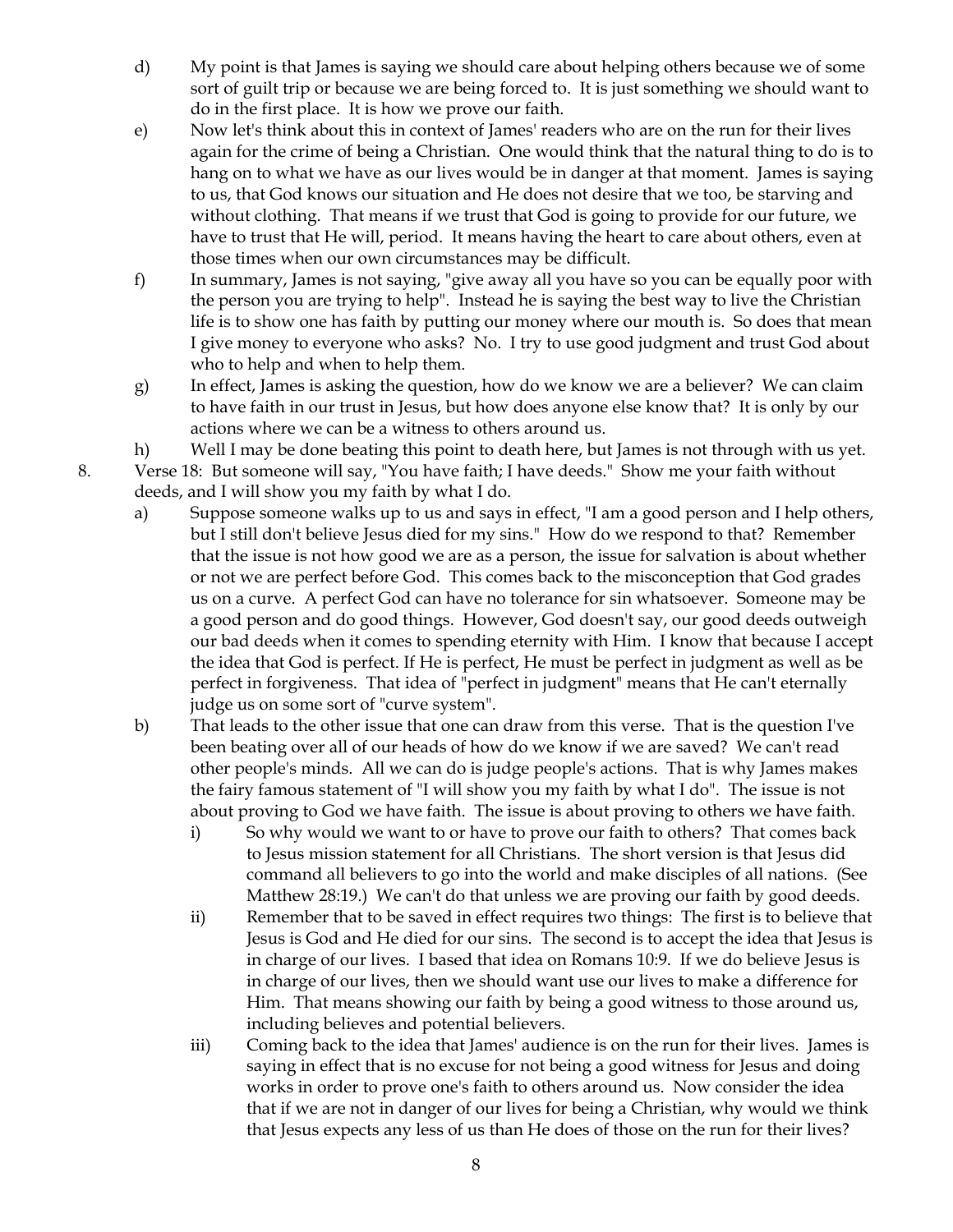d) My point is that James is saying we should care about helping others because we of some sort of guilt trip or because we are being forced to. It is just something we should want to do in the first place. It is how we prove our faith.

e) Now let's think about this in context of James' readers who are on the run for their lives again for the crime of being a Christian. One would think that the natural thing to do is to hang on to what we have as our lives would be in danger at that moment. James is saying to us, that God knows our situation and He does not desire that we too, be starving and without clothing. That means if we trust that God is going to provide for our future, we have to trust that He will, period. It means having the heart to care about others, even at those times when our own circumstances may be difficult.

f) In summary, James is not saying, "give away all you have so you can be equally poor with the person you are trying to help". Instead he is saying the best way to live the Christian life is to show one has faith by putting our money where our mouth is. So does that mean I give money to everyone who asks? No. I try to use good judgment and trust God about who to help and when to help them.

g) In effect, James is asking the question, how do we know we are a believer? We can claim to have faith in our trust in Jesus, but how does anyone else know that? It is only by our actions where we can be a witness to others around us.

h) Well I may be done beating this point to death here, but James is not through with us yet.

8. Verse 18: But someone will say, "You have faith; I have deeds." Show me your faith without deeds, and I will show you my faith by what I do.

   a) Suppose someone walks up to us and says in effect, "I am a good person and I help others, but I still don't believe Jesus died for my sins." How do we respond to that? Remember that the issue is not how good we are as a person, the issue for salvation is about whether or not we are perfect before God. This comes back to the misconception that God grades us on a curve. A perfect God can have no tolerance for sin whatsoever. Someone may be a good person and do good things. However, God doesn't say, our good deeds outweigh our bad deeds when it comes to spending eternity with Him. I know that because I accept the idea that God is perfect. If He is perfect, He must be perfect in judgment as well as be perfect in forgiveness. That idea of "perfect in judgment" means that He can't eternally judge us on some sort of "curve system".

   b) That leads to the other issue that one can draw from this verse. That is the question I've been beating over all of our heads of how do we know if we are saved? We can't read other people's minds. All we can do is judge people's actions. That is why James makes the fairy famous statement of "I will show you my faith by what I do". The issue is not about proving to God we have faith. The issue is about proving to others we have faith.

      i) So why would we want to or have to prove our faith to others? That comes back to Jesus mission statement for all Christians. The short version is that Jesus did command all believers to go into the world and make disciples of all nations. (See Matthew 28:19.) We can't do that unless we are proving our faith by good deeds.

      ii) Remember that to be saved in effect requires two things: The first is to believe that Jesus is God and He died for our sins. The second is to accept the idea that Jesus is in charge of our lives. I based that idea on Romans 10:9. If we do believe Jesus is in charge of our lives, then we should want use our lives to make a difference for Him. That means showing our faith by being a good witness to those around us, including believes and potential believers.

      iii) Coming back to the idea that James' audience is on the run for their lives. James is saying in effect that is no excuse for not being a good witness for Jesus and doing works in order to prove one's faith to others around us. Now consider the idea that if we are not in danger of our lives for being a Christian, why would we think that Jesus expects any less of us than He does of those on the run for their lives?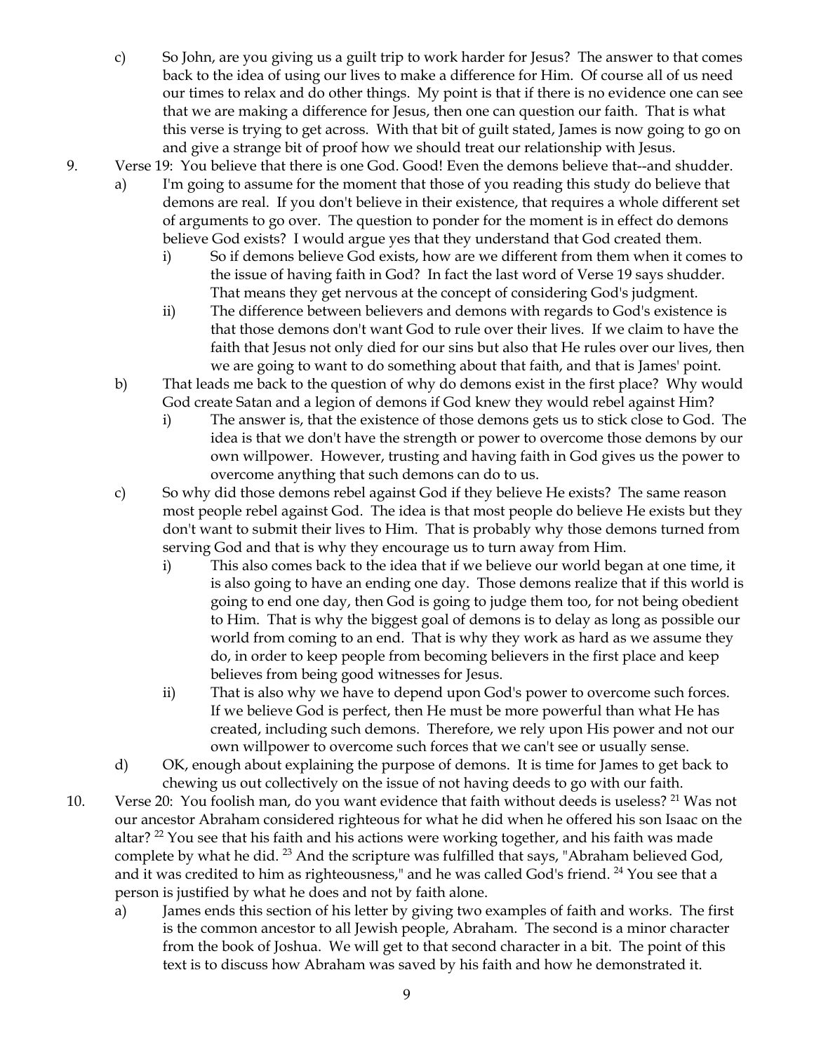c) So John, are you giving us a guilt trip to work harder for Jesus? The answer to that comes back to the idea of using our lives to make a difference for Him. Of course all of us need our times to relax and do other things. My point is that if there is no evidence one can see that we are making a difference for Jesus, then one can question our faith. That is what this verse is trying to get across. With that bit of guilt stated, James is now going to go on and give a strange bit of proof how we should treat our relationship with Jesus.

9. Verse 19: You believe that there is one God. Good! Even the demons believe that--and shudder.
   a) I'm going to assume for the moment that those of you reading this study do believe that demons are real. If you don't believe in their existence, that requires a whole different set of arguments to go over. The question to ponder for the moment is in effect do demons believe God exists? I would argue yes that they understand that God created them.
      i) So if demons believe God exists, how are we different from them when it comes to the issue of having faith in God? In fact the last word of Verse 19 says shudder. That means they get nervous at the concept of considering God's judgment.
      ii) The difference between believers and demons with regards to God's existence is that those demons don't want God to rule over their lives. If we claim to have the faith that Jesus not only died for our sins but also that He rules over our lives, then we are going to want to do something about that faith, and that is James' point.
   b) That leads me back to the question of why do demons exist in the first place? Why would God create Satan and a legion of demons if God knew they would rebel against Him?
      i) The answer is, that the existence of those demons gets us to stick close to God. The idea is that we don't have the strength or power to overcome those demons by our own willpower. However, trusting and having faith in God gives us the power to overcome anything that such demons can do to us.
   c) So why did those demons rebel against God if they believe He exists? The same reason most people rebel against God. The idea is that most people do believe He exists but they don't want to submit their lives to Him. That is probably why those demons turned from serving God and that is why they encourage us to turn away from Him.
      i) This also comes back to the idea that if we believe our world began at one time, it is also going to have an ending one day. Those demons realize that if this world is going to end one day, then God is going to judge them too, for not being obedient to Him. That is why the biggest goal of demons is to delay as long as possible our world from coming to an end. That is why they work as hard as we assume they do, in order to keep people from becoming believers in the first place and keep believes from being good witnesses for Jesus.
      ii) That is also why we have to depend upon God's power to overcome such forces. If we believe God is perfect, then He must be more powerful than what He has created, including such demons. Therefore, we rely upon His power and not our own willpower to overcome such forces that we can't see or usually sense.
   d) OK, enough about explaining the purpose of demons. It is time for James to get back to chewing us out collectively on the issue of not having deeds to go with our faith.

10. Verse 20: You foolish man, do you want evidence that faith without deeds is useless? [21] Was not our ancestor Abraham considered righteous for what he did when he offered his son Isaac on the altar? [22] You see that his faith and his actions were working together, and his faith was made complete by what he did. [23] And the scripture was fulfilled that says, "Abraham believed God, and it was credited to him as righteousness," and he was called God's friend. [24] You see that a person is justified by what he does and not by faith alone.
    a) James ends this section of his letter by giving two examples of faith and works. The first is the common ancestor to all Jewish people, Abraham. The second is a minor character from the book of Joshua. We will get to that second character in a bit. The point of this text is to discuss how Abraham was saved by his faith and how he demonstrated it.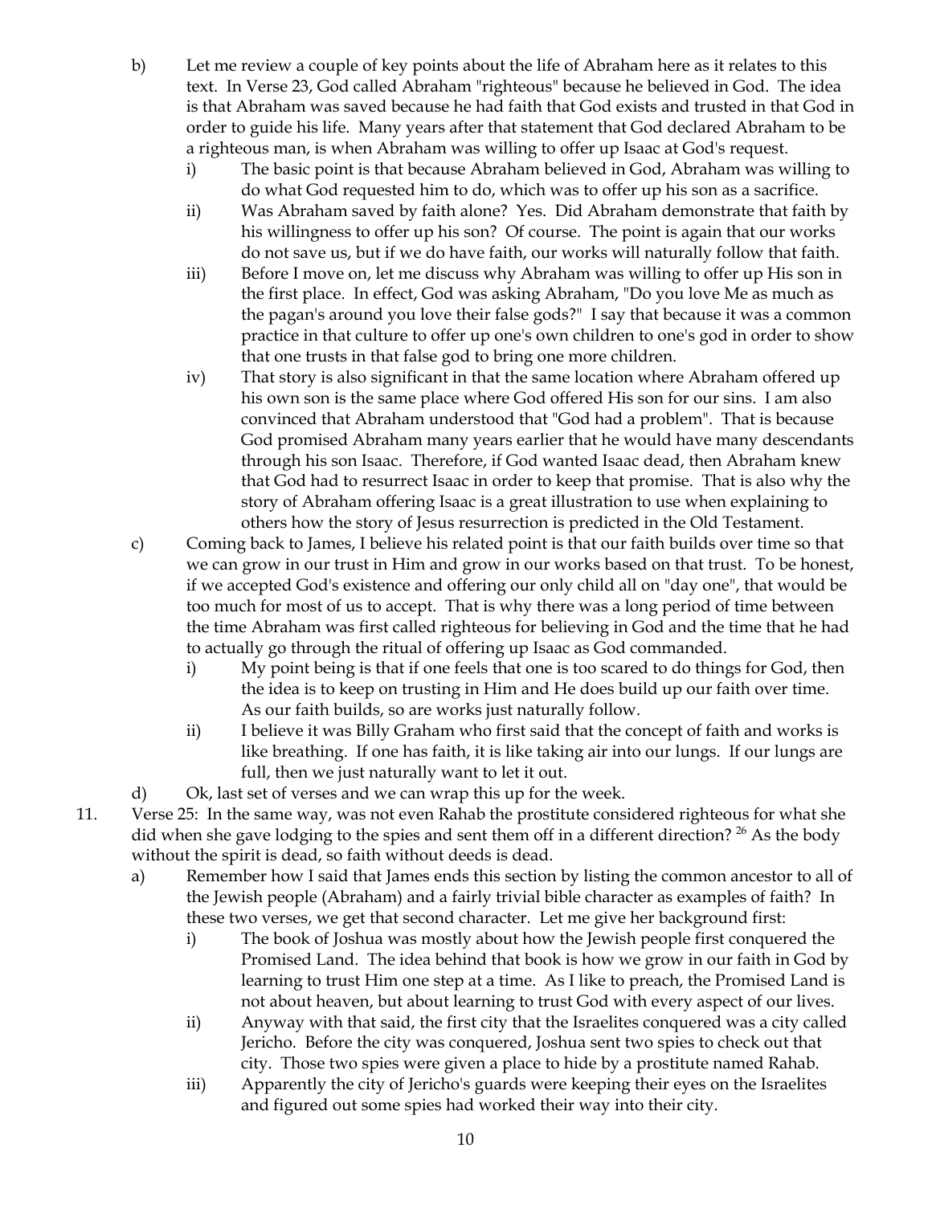b) Let me review a couple of key points about the life of Abraham here as it relates to this text. In Verse 23, God called Abraham "righteous" because he believed in God. The idea is that Abraham was saved because he had faith that God exists and trusted in that God in order to guide his life. Many years after that statement that God declared Abraham to be a righteous man, is when Abraham was willing to offer up Isaac at God's request.

   i) The basic point is that because Abraham believed in God, Abraham was willing to do what God requested him to do, which was to offer up his son as a sacrifice.

   ii) Was Abraham saved by faith alone? Yes. Did Abraham demonstrate that faith by his willingness to offer up his son? Of course. The point is again that our works do not save us, but if we do have faith, our works will naturally follow that faith.

   iii) Before I move on, let me discuss why Abraham was willing to offer up His son in the first place. In effect, God was asking Abraham, "Do you love Me as much as the pagan's around you love their false gods?" I say that because it was a common practice in that culture to offer up one's own children to one's god in order to show that one trusts in that false god to bring one more children.

   iv) That story is also significant in that the same location where Abraham offered up his own son is the same place where God offered His son for our sins. I am also convinced that Abraham understood that "God had a problem". That is because God promised Abraham many years earlier that he would have many descendants through his son Isaac. Therefore, if God wanted Isaac dead, then Abraham knew that God had to resurrect Isaac in order to keep that promise. That is also why the story of Abraham offering Isaac is a great illustration to use when explaining to others how the story of Jesus resurrection is predicted in the Old Testament.

c) Coming back to James, I believe his related point is that our faith builds over time so that we can grow in our trust in Him and grow in our works based on that trust. To be honest, if we accepted God's existence and offering our only child all on "day one", that would be too much for most of us to accept. That is why there was a long period of time between the time Abraham was first called righteous for believing in God and the time that he had to actually go through the ritual of offering up Isaac as God commanded.

   i) My point being is that if one feels that one is too scared to do things for God, then the idea is to keep on trusting in Him and He does build up our faith over time. As our faith builds, so are works just naturally follow.

   ii) I believe it was Billy Graham who first said that the concept of faith and works is like breathing. If one has faith, it is like taking air into our lungs. If our lungs are full, then we just naturally want to let it out.

d) Ok, last set of verses and we can wrap this up for the week.

11. Verse 25: In the same way, was not even Rahab the prostitute considered righteous for what she did when she gave lodging to the spies and sent them off in a different direction? [26] As the body without the spirit is dead, so faith without deeds is dead.

   a) Remember how I said that James ends this section by listing the common ancestor to all of the Jewish people (Abraham) and a fairly trivial bible character as examples of faith? In these two verses, we get that second character. Let me give her background first:

      i) The book of Joshua was mostly about how the Jewish people first conquered the Promised Land. The idea behind that book is how we grow in our faith in God by learning to trust Him one step at a time. As I like to preach, the Promised Land is not about heaven, but about learning to trust God with every aspect of our lives.

      ii) Anyway with that said, the first city that the Israelites conquered was a city called Jericho. Before the city was conquered, Joshua sent two spies to check out that city. Those two spies were given a place to hide by a prostitute named Rahab.

      iii) Apparently the city of Jericho's guards were keeping their eyes on the Israelites and figured out some spies had worked their way into their city.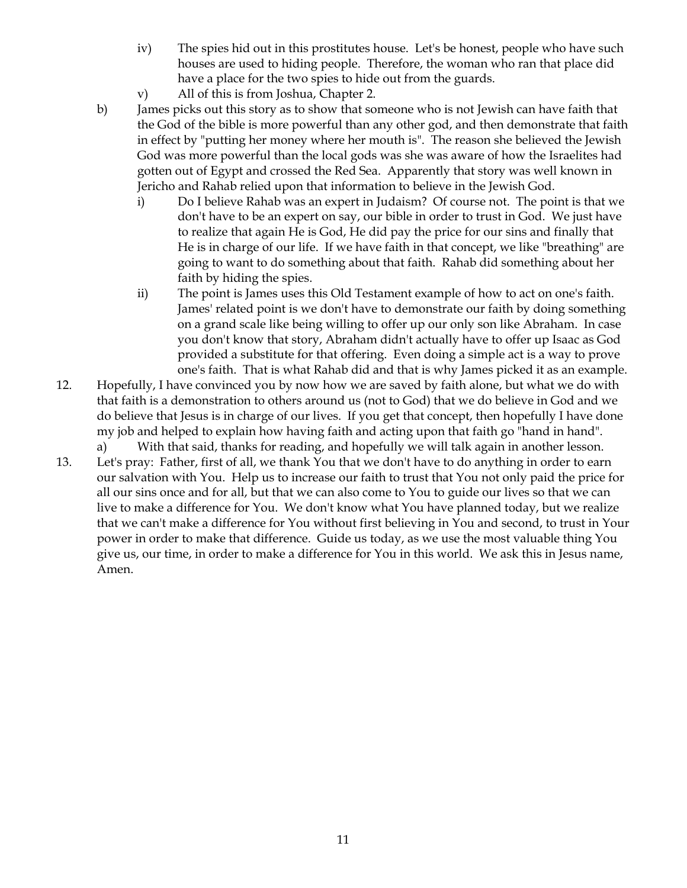iv) The spies hid out in this prostitutes house. Let's be honest, people who have such houses are used to hiding people. Therefore, the woman who ran that place did have a place for the two spies to hide out from the guards.

v) All of this is from Joshua, Chapter 2.

b) James picks out this story as to show that someone who is not Jewish can have faith that the God of the bible is more powerful than any other god, and then demonstrate that faith in effect by "putting her money where her mouth is". The reason she believed the Jewish God was more powerful than the local gods was she was aware of how the Israelites had gotten out of Egypt and crossed the Red Sea. Apparently that story was well known in Jericho and Rahab relied upon that information to believe in the Jewish God.

i) Do I believe Rahab was an expert in Judaism? Of course not. The point is that we don't have to be an expert on say, our bible in order to trust in God. We just have to realize that again He is God, He did pay the price for our sins and finally that He is in charge of our life. If we have faith in that concept, we like "breathing" are going to want to do something about that faith. Rahab did something about her faith by hiding the spies.

ii) The point is James uses this Old Testament example of how to act on one's faith. James' related point is we don't have to demonstrate our faith by doing something on a grand scale like being willing to offer up our only son like Abraham. In case you don't know that story, Abraham didn't actually have to offer up Isaac as God provided a substitute for that offering. Even doing a simple act is a way to prove one's faith. That is what Rahab did and that is why James picked it as an example.

12. Hopefully, I have convinced you by now how we are saved by faith alone, but what we do with that faith is a demonstration to others around us (not to God) that we do believe in God and we do believe that Jesus is in charge of our lives. If you get that concept, then hopefully I have done my job and helped to explain how having faith and acting upon that faith go "hand in hand".

a) With that said, thanks for reading, and hopefully we will talk again in another lesson.

13. Let's pray: Father, first of all, we thank You that we don't have to do anything in order to earn our salvation with You. Help us to increase our faith to trust that You not only paid the price for all our sins once and for all, but that we can also come to You to guide our lives so that we can live to make a difference for You. We don't know what You have planned today, but we realize that we can't make a difference for You without first believing in You and second, to trust in Your power in order to make that difference. Guide us today, as we use the most valuable thing You give us, our time, in order to make a difference for You in this world. We ask this in Jesus name, Amen.